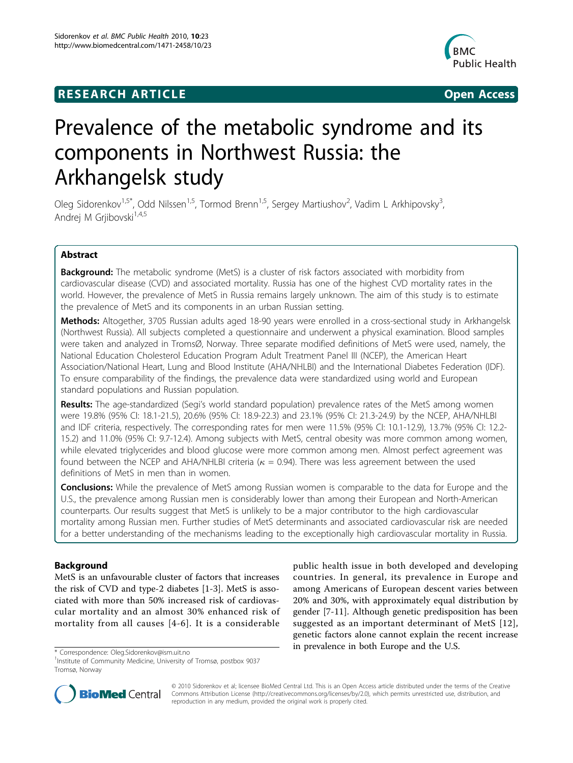# RESEARCH ARTICLE

Open Access

# Prevalence of the metabolic syndrome and its components in Northwest Russia: the Arkhangelsk study

Oleg Sidorenkov[1,5*], Odd Nilssen[1,5], Tormod Brenn[1,5], Sergey Martiushov[2], Vadim L Arkhipovsky[3], Andrej M Grjibovski[1,4,5]

## Abstract

**Background:** The metabolic syndrome (MetS) is a cluster of risk factors associated with morbidity from cardiovascular disease (CVD) and associated mortality. Russia has one of the highest CVD mortality rates in the world. However, the prevalence of MetS in Russia remains largely unknown. The aim of this study is to estimate the prevalence of MetS and its components in an urban Russian setting.

**Methods:** Altogether, 3705 Russian adults aged 18-90 years were enrolled in a cross-sectional study in Arkhangelsk (Northwest Russia). All subjects completed a questionnaire and underwent a physical examination. Blood samples were taken and analyzed in TromsØ, Norway. Three separate modified definitions of MetS were used, namely, the National Education Cholesterol Education Program Adult Treatment Panel III (NCEP), the American Heart Association/National Heart, Lung and Blood Institute (AHA/NHLBI) and the International Diabetes Federation (IDF). To ensure comparability of the findings, the prevalence data were standardized using world and European standard populations and Russian population.

**Results:** The age-standardized (Segi's world standard population) prevalence rates of the MetS among women were 19.8% (95% CI: 18.1-21.5), 20.6% (95% CI: 18.9-22.3) and 23.1% (95% CI: 21.3-24.9) by the NCEP, AHA/NHLBI and IDF criteria, respectively. The corresponding rates for men were 11.5% (95% CI: 10.1-12.9), 13.7% (95% CI: 12.2-15.2) and 11.0% (95% CI: 9.7-12.4). Among subjects with MetS, central obesity was more common among women, while elevated triglycerides and blood glucose were more common among men. Almost perfect agreement was found between the NCEP and AHA/NHLBI criteria ($\kappa$ = 0.94). There was less agreement between the used definitions of MetS in men than in women.

**Conclusions:** While the prevalence of MetS among Russian women is comparable to the data for Europe and the U.S., the prevalence among Russian men is considerably lower than among their European and North-American counterparts. Our results suggest that MetS is unlikely to be a major contributor to the high cardiovascular mortality among Russian men. Further studies of MetS determinants and associated cardiovascular risk are needed for a better understanding of the mechanisms leading to the exceptionally high cardiovascular mortality in Russia.

## Background

MetS is an unfavourable cluster of factors that increases the risk of CVD and type-2 diabetes [1-3]. MetS is associated with more than 50% increased risk of cardiovascular mortality and an almost 30% enhanced risk of mortality from all causes [4-6]. It is a considerable public health issue in both developed and developing countries. In general, its prevalence in Europe and among Americans of European descent varies between 20% and 30%, with approximately equal distribution by gender [7-11]. Although genetic predisposition has been suggested as an important determinant of MetS [12], genetic factors alone cannot explain the recent increase in prevalence in both Europe and the U.S.

\* Correspondence: Oleg.Sidorenkov@ism.uit.no
[1]Institute of Community Medicine, University of Tromsø, postbox 9037 Tromsø, Norway

© 2010 Sidorenkov et al; licensee BioMed Central Ltd. This is an Open Access article distributed under the terms of the Creative Commons Attribution License (http://creativecommons.org/licenses/by/2.0), which permits unrestricted use, distribution, and reproduction in any medium, provided the original work is properly cited.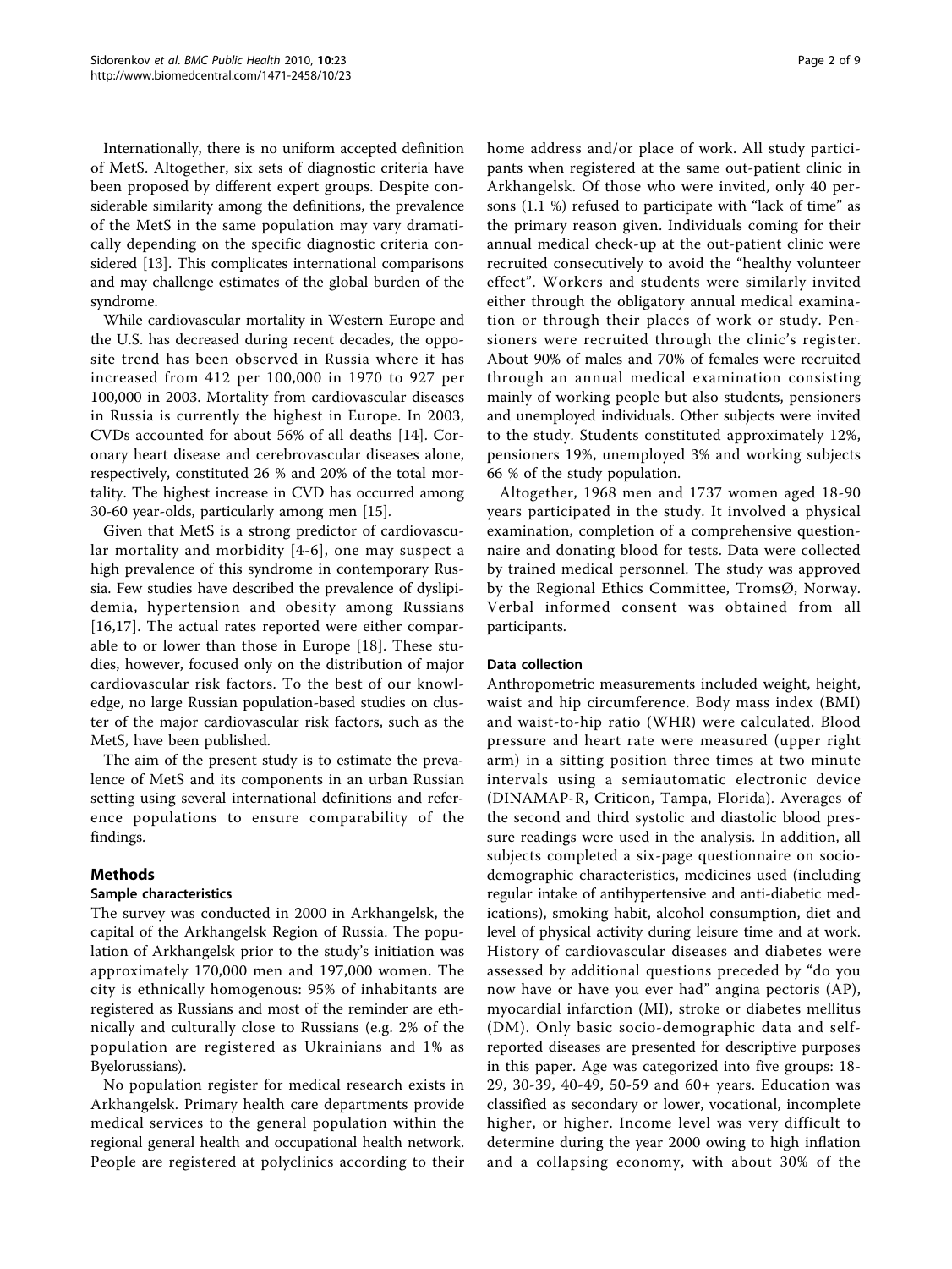Internationally, there is no uniform accepted definition of MetS. Altogether, six sets of diagnostic criteria have been proposed by different expert groups. Despite considerable similarity among the definitions, the prevalence of the MetS in the same population may vary dramatically depending on the specific diagnostic criteria considered [13]. This complicates international comparisons and may challenge estimates of the global burden of the syndrome.

While cardiovascular mortality in Western Europe and the U.S. has decreased during recent decades, the opposite trend has been observed in Russia where it has increased from 412 per 100,000 in 1970 to 927 per 100,000 in 2003. Mortality from cardiovascular diseases in Russia is currently the highest in Europe. In 2003, CVDs accounted for about 56% of all deaths [14]. Coronary heart disease and cerebrovascular diseases alone, respectively, constituted 26 % and 20% of the total mortality. The highest increase in CVD has occurred among 30-60 year-olds, particularly among men [15].

Given that MetS is a strong predictor of cardiovascular mortality and morbidity [4-6], one may suspect a high prevalence of this syndrome in contemporary Russia. Few studies have described the prevalence of dyslipidemia, hypertension and obesity among Russians [16,17]. The actual rates reported were either comparable to or lower than those in Europe [18]. These studies, however, focused only on the distribution of major cardiovascular risk factors. To the best of our knowledge, no large Russian population-based studies on cluster of the major cardiovascular risk factors, such as the MetS, have been published.

The aim of the present study is to estimate the prevalence of MetS and its components in an urban Russian setting using several international definitions and reference populations to ensure comparability of the findings.

## Methods

### Sample characteristics

The survey was conducted in 2000 in Arkhangelsk, the capital of the Arkhangelsk Region of Russia. The population of Arkhangelsk prior to the study's initiation was approximately 170,000 men and 197,000 women. The city is ethnically homogenous: 95% of inhabitants are registered as Russians and most of the reminder are ethnically and culturally close to Russians (e.g. 2% of the population are registered as Ukrainians and 1% as Byelorussians).

No population register for medical research exists in Arkhangelsk. Primary health care departments provide medical services to the general population within the regional general health and occupational health network. People are registered at polyclinics according to their home address and/or place of work. All study participants when registered at the same out-patient clinic in Arkhangelsk. Of those who were invited, only 40 persons (1.1 %) refused to participate with "lack of time" as the primary reason given. Individuals coming for their annual medical check-up at the out-patient clinic were recruited consecutively to avoid the "healthy volunteer effect". Workers and students were similarly invited either through the obligatory annual medical examination or through their places of work or study. Pensioners were recruited through the clinic's register. About 90% of males and 70% of females were recruited through an annual medical examination consisting mainly of working people but also students, pensioners and unemployed individuals. Other subjects were invited to the study. Students constituted approximately 12%, pensioners 19%, unemployed 3% and working subjects 66 % of the study population.

Altogether, 1968 men and 1737 women aged 18-90 years participated in the study. It involved a physical examination, completion of a comprehensive questionnaire and donating blood for tests. Data were collected by trained medical personnel. The study was approved by the Regional Ethics Committee, TromsØ, Norway. Verbal informed consent was obtained from all participants.

### Data collection

Anthropometric measurements included weight, height, waist and hip circumference. Body mass index (BMI) and waist-to-hip ratio (WHR) were calculated. Blood pressure and heart rate were measured (upper right arm) in a sitting position three times at two minute intervals using a semiautomatic electronic device (DINAMAP-R, Criticon, Tampa, Florida). Averages of the second and third systolic and diastolic blood pressure readings were used in the analysis. In addition, all subjects completed a six-page questionnaire on socio-demographic characteristics, medicines used (including regular intake of antihypertensive and anti-diabetic medications), smoking habit, alcohol consumption, diet and level of physical activity during leisure time and at work. History of cardiovascular diseases and diabetes were assessed by additional questions preceded by "do you now have or have you ever had" angina pectoris (AP), myocardial infarction (MI), stroke or diabetes mellitus (DM). Only basic socio-demographic data and self-reported diseases are presented for descriptive purposes in this paper. Age was categorized into five groups: 18-29, 30-39, 40-49, 50-59 and 60+ years. Education was classified as secondary or lower, vocational, incomplete higher, or higher. Income level was very difficult to determine during the year 2000 owing to high inflation and a collapsing economy, with about 30% of the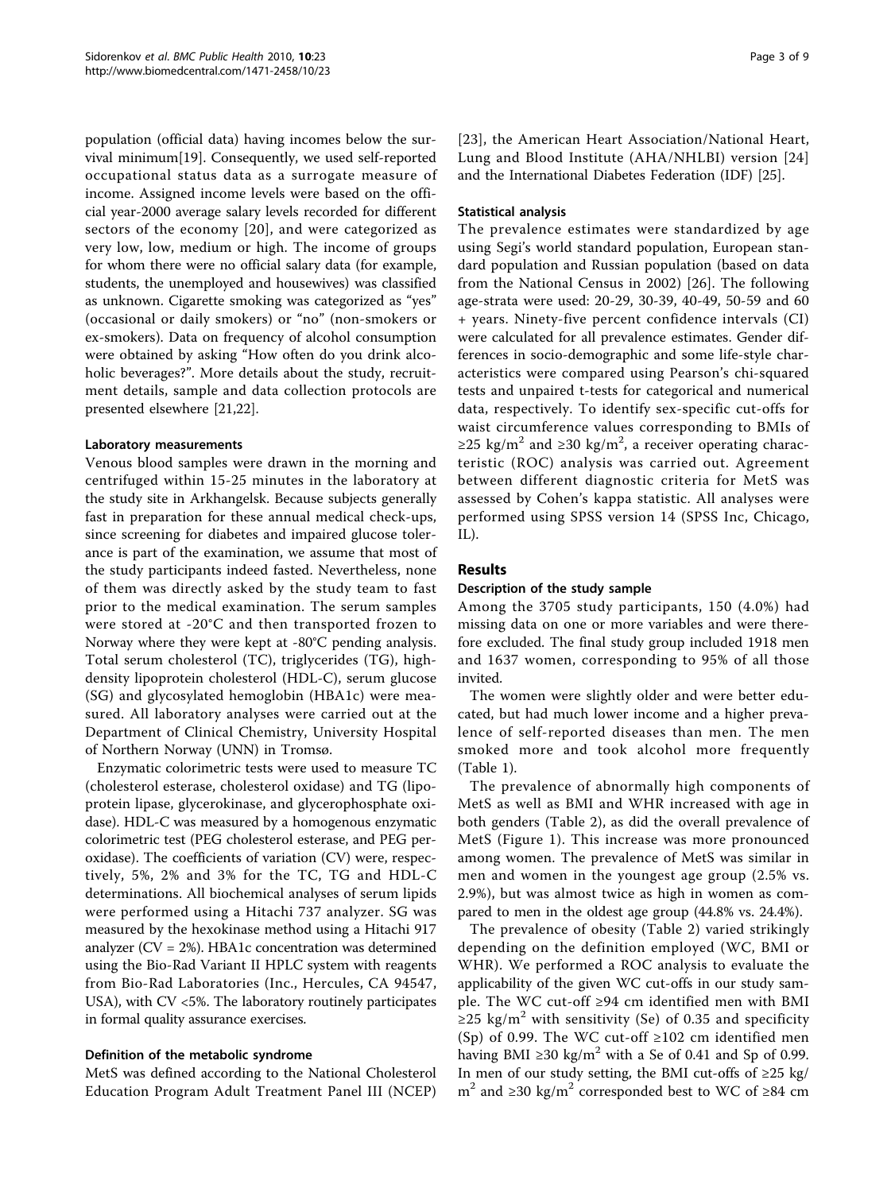population (official data) having incomes below the survival minimum[19]. Consequently, we used self-reported occupational status data as a surrogate measure of income. Assigned income levels were based on the official year-2000 average salary levels recorded for different sectors of the economy [20], and were categorized as very low, low, medium or high. The income of groups for whom there were no official salary data (for example, students, the unemployed and housewives) was classified as unknown. Cigarette smoking was categorized as "yes" (occasional or daily smokers) or "no" (non-smokers or ex-smokers). Data on frequency of alcohol consumption were obtained by asking "How often do you drink alcoholic beverages?". More details about the study, recruitment details, sample and data collection protocols are presented elsewhere [21,22].

#### Laboratory measurements

Venous blood samples were drawn in the morning and centrifuged within 15-25 minutes in the laboratory at the study site in Arkhangelsk. Because subjects generally fast in preparation for these annual medical check-ups, since screening for diabetes and impaired glucose tolerance is part of the examination, we assume that most of the study participants indeed fasted. Nevertheless, none of them was directly asked by the study team to fast prior to the medical examination. The serum samples were stored at -20°C and then transported frozen to Norway where they were kept at -80°C pending analysis. Total serum cholesterol (TC), triglycerides (TG), high-density lipoprotein cholesterol (HDL-C), serum glucose (SG) and glycosylated hemoglobin (HBA1c) were measured. All laboratory analyses were carried out at the Department of Clinical Chemistry, University Hospital of Northern Norway (UNN) in Tromsø.

Enzymatic colorimetric tests were used to measure TC (cholesterol esterase, cholesterol oxidase) and TG (lipoprotein lipase, glycerokinase, and glycerophosphate oxidase). HDL-C was measured by a homogenous enzymatic colorimetric test (PEG cholesterol esterase, and PEG peroxidase). The coefficients of variation (CV) were, respectively, 5%, 2% and 3% for the TC, TG and HDL-C determinations. All biochemical analyses of serum lipids were performed using a Hitachi 737 analyzer. SG was measured by the hexokinase method using a Hitachi 917 analyzer (CV = 2%). HBA1c concentration was determined using the Bio-Rad Variant II HPLC system with reagents from Bio-Rad Laboratories (Inc., Hercules, CA 94547, USA), with CV <5%. The laboratory routinely participates in formal quality assurance exercises.

#### Definition of the metabolic syndrome

MetS was defined according to the National Cholesterol Education Program Adult Treatment Panel III (NCEP) [23], the American Heart Association/National Heart, Lung and Blood Institute (AHA/NHLBI) version [24] and the International Diabetes Federation (IDF) [25].

#### Statistical analysis

The prevalence estimates were standardized by age using Segi's world standard population, European standard population and Russian population (based on data from the National Census in 2002) [26]. The following age-strata were used: 20-29, 30-39, 40-49, 50-59 and 60 + years. Ninety-five percent confidence intervals (CI) were calculated for all prevalence estimates. Gender differences in socio-demographic and some life-style characteristics were compared using Pearson's chi-squared tests and unpaired t-tests for categorical and numerical data, respectively. To identify sex-specific cut-offs for waist circumference values corresponding to BMIs of $\geq 25$ kg/m$^2$ and $\geq 30$ kg/m$^2$, a receiver operating characteristic (ROC) analysis was carried out. Agreement between different diagnostic criteria for MetS was assessed by Cohen's kappa statistic. All analyses were performed using SPSS version 14 (SPSS Inc, Chicago, IL).

## Results

#### Description of the study sample

Among the 3705 study participants, 150 (4.0%) had missing data on one or more variables and were therefore excluded. The final study group included 1918 men and 1637 women, corresponding to 95% of all those invited.

The women were slightly older and were better educated, but had much lower income and a higher prevalence of self-reported diseases than men. The men smoked more and took alcohol more frequently (Table 1).

The prevalence of abnormally high components of MetS as well as BMI and WHR increased with age in both genders (Table 2), as did the overall prevalence of MetS (Figure 1). This increase was more pronounced among women. The prevalence of MetS was similar in men and women in the youngest age group (2.5% vs. 2.9%), but was almost twice as high in women as compared to men in the oldest age group (44.8% vs. 24.4%).

The prevalence of obesity (Table 2) varied strikingly depending on the definition employed (WC, BMI or WHR). We performed a ROC analysis to evaluate the applicability of the given WC cut-offs in our study sample. The WC cut-off $\geq 94$ cm identified men with BMI $\geq 25$ kg/m$^2$ with sensitivity (Se) of 0.35 and specificity (Sp) of 0.99. The WC cut-off $\geq 102$ cm identified men having BMI $\geq 30$ kg/m$^2$ with a Se of 0.41 and Sp of 0.99. In men of our study setting, the BMI cut-offs of $\geq 25$ kg/m$^2$ and $\geq 30$ kg/m$^2$ corresponded best to WC of $\geq 84$ cm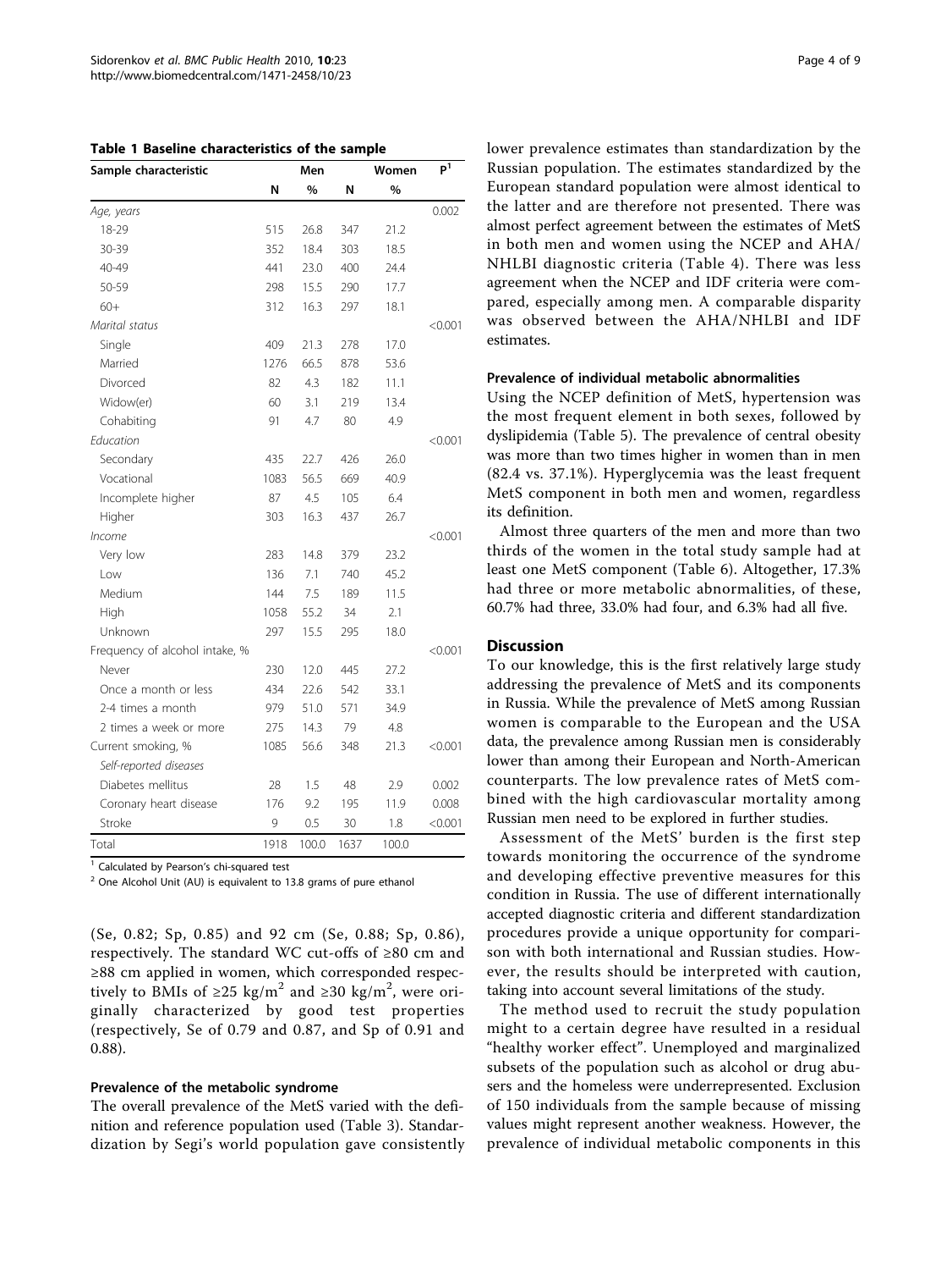**Table 1 Baseline characteristics of the sample**

| Sample characteristic | Men | | Women | | P[1] |
|---|---|---|---|---|---|
| | N | % | N | % | |
| *Age, years* | | | | | 0.002 |
| 18-29 | 515 | 26.8 | 347 | 21.2 | |
| 30-39 | 352 | 18.4 | 303 | 18.5 | |
| 40-49 | 441 | 23.0 | 400 | 24.4 | |
| 50-59 | 298 | 15.5 | 290 | 17.7 | |
| 60+ | 312 | 16.3 | 297 | 18.1 | |
| *Marital status* | | | | | <0.001 |
| Single | 409 | 21.3 | 278 | 17.0 | |
| Married | 1276 | 66.5 | 878 | 53.6 | |
| Divorced | 82 | 4.3 | 182 | 11.1 | |
| Widow(er) | 60 | 3.1 | 219 | 13.4 | |
| Cohabiting | 91 | 4.7 | 80 | 4.9 | |
| *Education* | | | | | <0.001 |
| Secondary | 435 | 22.7 | 426 | 26.0 | |
| Vocational | 1083 | 56.5 | 669 | 40.9 | |
| Incomplete higher | 87 | 4.5 | 105 | 6.4 | |
| Higher | 303 | 16.3 | 437 | 26.7 | |
| *Income* | | | | | <0.001 |
| Very low | 283 | 14.8 | 379 | 23.2 | |
| Low | 136 | 7.1 | 740 | 45.2 | |
| Medium | 144 | 7.5 | 189 | 11.5 | |
| High | 1058 | 55.2 | 34 | 2.1 | |
| Unknown | 297 | 15.5 | 295 | 18.0 | |
| Frequency of alcohol intake, % | | | | | <0.001 |
| Never | 230 | 12.0 | 445 | 27.2 | |
| Once a month or less | 434 | 22.6 | 542 | 33.1 | |
| 2-4 times a month | 979 | 51.0 | 571 | 34.9 | |
| 2 times a week or more | 275 | 14.3 | 79 | 4.8 | |
| Current smoking, % | 1085 | 56.6 | 348 | 21.3 | <0.001 |
| *Self-reported diseases* | | | | | |
| Diabetes mellitus | 28 | 1.5 | 48 | 2.9 | 0.002 |
| Coronary heart disease | 176 | 9.2 | 195 | 11.9 | 0.008 |
| Stroke | 9 | 0.5 | 30 | 1.8 | <0.001 |
| Total | 1918 | 100.0 | 1637 | 100.0 | |

[1] Calculated by Pearson's chi-squared test

[2] One Alcohol Unit (AU) is equivalent to 13.8 grams of pure ethanol

(Se, 0.82; Sp, 0.85) and 92 cm (Se, 0.88; Sp, 0.86), respectively. The standard WC cut-offs of ≥80 cm and ≥88 cm applied in women, which corresponded respectively to BMIs of ≥25 $kg/m^2$ and ≥30 $kg/m^2$, were originally characterized by good test properties (respectively, Se of 0.79 and 0.87, and Sp of 0.91 and 0.88).

### Prevalence of the metabolic syndrome

The overall prevalence of the MetS varied with the definition and reference population used (Table 3). Standardization by Segi's world population gave consistently lower prevalence estimates than standardization by the Russian population. The estimates standardized by the European standard population were almost identical to the latter and are therefore not presented. There was almost perfect agreement between the estimates of MetS in both men and women using the NCEP and AHA/NHLBI diagnostic criteria (Table 4). There was less agreement when the NCEP and IDF criteria were compared, especially among men. A comparable disparity was observed between the AHA/NHLBI and IDF estimates.

### Prevalence of individual metabolic abnormalities

Using the NCEP definition of MetS, hypertension was the most frequent element in both sexes, followed by dyslipidemia (Table 5). The prevalence of central obesity was more than two times higher in women than in men (82.4 vs. 37.1%). Hyperglycemia was the least frequent MetS component in both men and women, regardless its definition.

Almost three quarters of the men and more than two thirds of the women in the total study sample had at least one MetS component (Table 6). Altogether, 17.3% had three or more metabolic abnormalities, of these, 60.7% had three, 33.0% had four, and 6.3% had all five.

## Discussion

To our knowledge, this is the first relatively large study addressing the prevalence of MetS and its components in Russia. While the prevalence of MetS among Russian women is comparable to the European and the USA data, the prevalence among Russian men is considerably lower than among their European and North-American counterparts. The low prevalence rates of MetS combined with the high cardiovascular mortality among Russian men need to be explored in further studies.

Assessment of the MetS' burden is the first step towards monitoring the occurrence of the syndrome and developing effective preventive measures for this condition in Russia. The use of different internationally accepted diagnostic criteria and different standardization procedures provide a unique opportunity for comparison with both international and Russian studies. However, the results should be interpreted with caution, taking into account several limitations of the study.

The method used to recruit the study population might to a certain degree have resulted in a residual "healthy worker effect". Unemployed and marginalized subsets of the population such as alcohol or drug abusers and the homeless were underrepresented. Exclusion of 150 individuals from the sample because of missing values might represent another weakness. However, the prevalence of individual metabolic components in this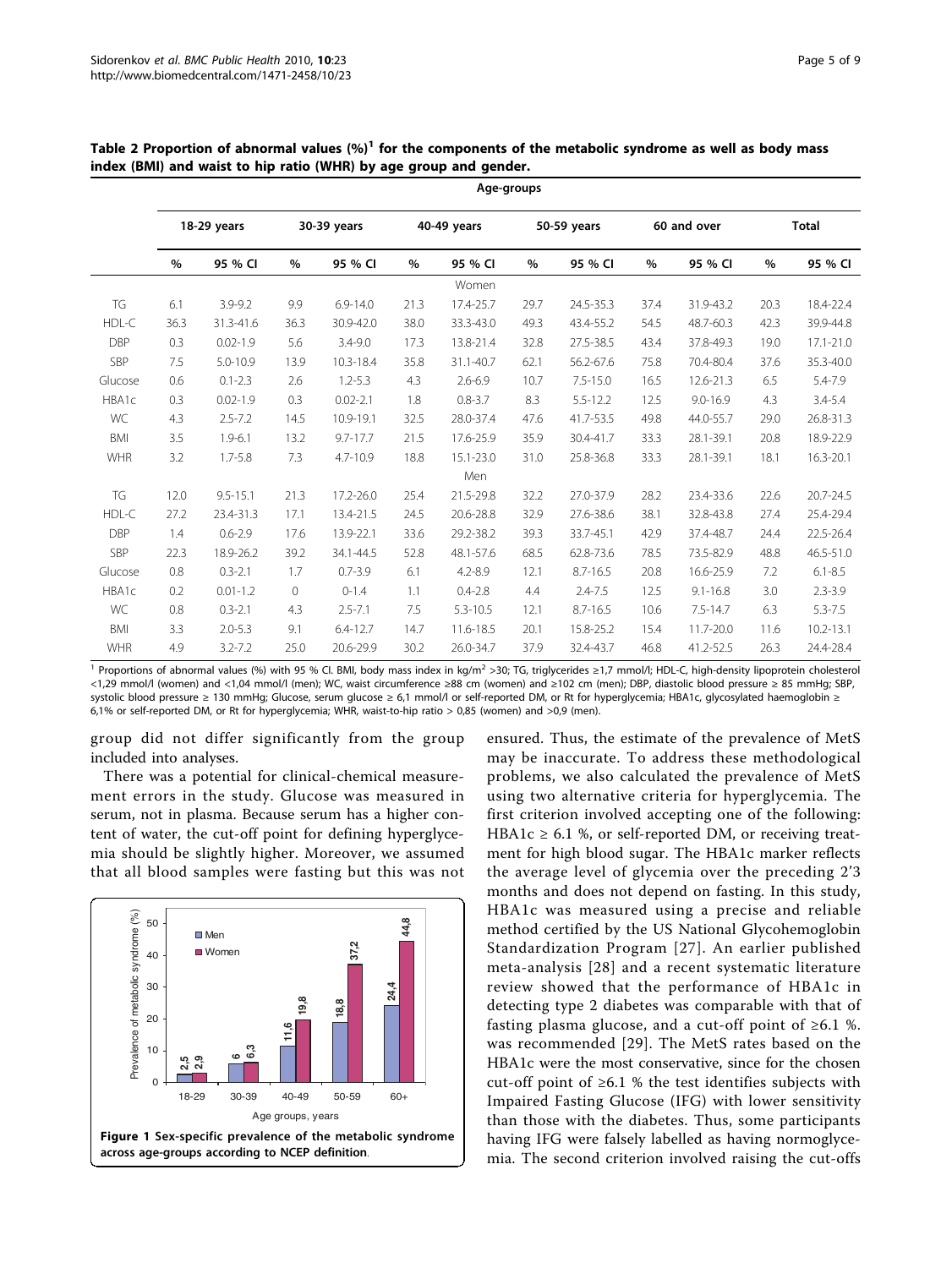**Table 2 Proportion of abnormal values (%)[1] for the components of the metabolic syndrome as well as body mass index (BMI) and waist to hip ratio (WHR) by age group and gender.**

| | Age-groups | | | | | | | | | | | |
|---|---|---|---|---|---|---|---|---|---|---|---|---|
| | 18-29 years | | 30-39 years | | 40-49 years | | 50-59 years | | 60 and over | | Total | |
| | % | 95 % CI | % | 95 % CI | % | 95 % CI | % | 95 % CI | % | 95 % CI | % | 95 % CI |
| | | | | | | Women | | | | | | |
| TG | 6.1 | 3.9-9.2 | 9.9 | 6.9-14.0 | 21.3 | 17.4-25.7 | 29.7 | 24.5-35.3 | 37.4 | 31.9-43.2 | 20.3 | 18.4-22.4 |
| HDL-C | 36.3 | 31.3-41.6 | 36.3 | 30.9-42.0 | 38.0 | 33.3-43.0 | 49.3 | 43.4-55.2 | 54.5 | 48.7-60.3 | 42.3 | 39.9-44.8 |
| DBP | 0.3 | 0.02-1.9 | 5.6 | 3.4-9.0 | 17.3 | 13.8-21.4 | 32.8 | 27.5-38.5 | 43.4 | 37.8-49.3 | 19.0 | 17.1-21.0 |
| SBP | 7.5 | 5.0-10.9 | 13.9 | 10.3-18.4 | 35.8 | 31.1-40.7 | 62.1 | 56.2-67.6 | 75.8 | 70.4-80.4 | 37.6 | 35.3-40.0 |
| Glucose | 0.6 | 0.1-2.3 | 2.6 | 1.2-5.3 | 4.3 | 2.6-6.9 | 10.7 | 7.5-15.0 | 16.5 | 12.6-21.3 | 6.5 | 5.4-7.9 |
| HBA1c | 0.3 | 0.02-1.9 | 0.3 | 0.02-2.1 | 1.8 | 0.8-3.7 | 8.3 | 5.5-12.2 | 12.5 | 9.0-16.9 | 4.3 | 3.4-5.4 |
| WC | 4.3 | 2.5-7.2 | 14.5 | 10.9-19.1 | 32.5 | 28.0-37.4 | 47.6 | 41.7-53.5 | 49.8 | 44.0-55.7 | 29.0 | 26.8-31.3 |
| BMI | 3.5 | 1.9-6.1 | 13.2 | 9.7-17.7 | 21.5 | 17.6-25.9 | 35.9 | 30.4-41.7 | 33.3 | 28.1-39.1 | 20.8 | 18.9-22.9 |
| WHR | 3.2 | 1.7-5.8 | 7.3 | 4.7-10.9 | 18.8 | 15.1-23.0 | 31.0 | 25.8-36.8 | 33.3 | 28.1-39.1 | 18.1 | 16.3-20.1 |
| | | | | | | Men | | | | | | |
| TG | 12.0 | 9.5-15.1 | 21.3 | 17.2-26.0 | 25.4 | 21.5-29.8 | 32.2 | 27.0-37.9 | 28.2 | 23.4-33.6 | 22.6 | 20.7-24.5 |
| HDL-C | 27.2 | 23.4-31.3 | 17.1 | 13.4-21.5 | 24.5 | 20.6-28.8 | 32.9 | 27.6-38.6 | 38.1 | 32.8-43.8 | 27.4 | 25.4-29.4 |
| DBP | 1.4 | 0.6-2.9 | 17.6 | 13.9-22.1 | 33.6 | 29.2-38.2 | 39.3 | 33.7-45.1 | 42.9 | 37.4-48.7 | 24.4 | 22.5-26.4 |
| SBP | 22.3 | 18.9-26.2 | 39.2 | 34.1-44.5 | 52.8 | 48.1-57.6 | 68.5 | 62.8-73.6 | 78.5 | 73.5-82.9 | 48.8 | 46.5-51.0 |
| Glucose | 0.8 | 0.3-2.1 | 1.7 | 0.7-3.9 | 6.1 | 4.2-8.9 | 12.1 | 8.7-16.5 | 20.8 | 16.6-25.9 | 7.2 | 6.1-8.5 |
| HBA1c | 0.2 | 0.01-1.2 | 0 | 0-1.4 | 1.1 | 0.4-2.8 | 4.4 | 2.4-7.5 | 12.5 | 9.1-16.8 | 3.0 | 2.3-3.9 |
| WC | 0.8 | 0.3-2.1 | 4.3 | 2.5-7.1 | 7.5 | 5.3-10.5 | 12.1 | 8.7-16.5 | 10.6 | 7.5-14.7 | 6.3 | 5.3-7.5 |
| BMI | 3.3 | 2.0-5.3 | 9.1 | 6.4-12.7 | 14.7 | 11.6-18.5 | 20.1 | 15.8-25.2 | 15.4 | 11.7-20.0 | 11.6 | 10.2-13.1 |
| WHR | 4.9 | 3.2-7.2 | 25.0 | 20.6-29.9 | 30.2 | 26.0-34.7 | 37.9 | 32.4-43.7 | 46.8 | 41.2-52.5 | 26.3 | 24.4-28.4 |

[1] Proportions of abnormal values (%) with 95 % CI. BMI, body mass index in kg/m$^2$ >30; TG, triglycerides ≥1,7 mmol/l; HDL-C, high-density lipoprotein cholesterol <1,29 mmol/l (women) and <1,04 mmol/l (men); WC, waist circumference ≥88 cm (women) and ≥102 cm (men); DBP, diastolic blood pressure ≥ 85 mmHg; SBP, systolic blood pressure ≥ 130 mmHg; Glucose, serum glucose ≥ 6,1 mmol/l or self-reported DM, or Rt for hyperglycemia; HBA1c, glycosylated haemoglobin ≥ 6,1% or self-reported DM, or Rt for hyperglycemia; WHR, waist-to-hip ratio > 0,85 (women) and >0,9 (men).

group did not differ significantly from the group included into analyses.

There was a potential for clinical-chemical measurement errors in the study. Glucose was measured in serum, not in plasma. Because serum has a higher content of water, the cut-off point for defining hyperglycemia should be slightly higher. Moreover, we assumed that all blood samples were fasting but this was not ensured. Thus, the estimate of the prevalence of MetS may be inaccurate. To address these methodological problems, we also calculated the prevalence of MetS using two alternative criteria for hyperglycemia. The first criterion involved accepting one of the following: HBA1c ≥ 6.1 %, or self-reported DM, or receiving treatment for high blood sugar. The HBA1c marker reflects the average level of glycemia over the preceding 2'3 months and does not depend on fasting. In this study, HBA1c was measured using a precise and reliable method certified by the US National Glycohemoglobin Standardization Program [27]. An earlier published meta-analysis [28] and a recent systematic literature review showed that the performance of HBA1c in detecting type 2 diabetes was comparable with that of fasting plasma glucose, and a cut-off point of ≥6.1 %. was recommended [29]. The MetS rates based on the HBA1c were the most conservative, since for the chosen cut-off point of ≥6.1 % the test identifies subjects with Impaired Fasting Glucose (IFG) with lower sensitivity than those with the diabetes. Thus, some participants having IFG were falsely labelled as having normoglycemia. The second criterion involved raising the cut-offs

**Figure 1 Sex-specific prevalence of the metabolic syndrome across age-groups according to NCEP definition.**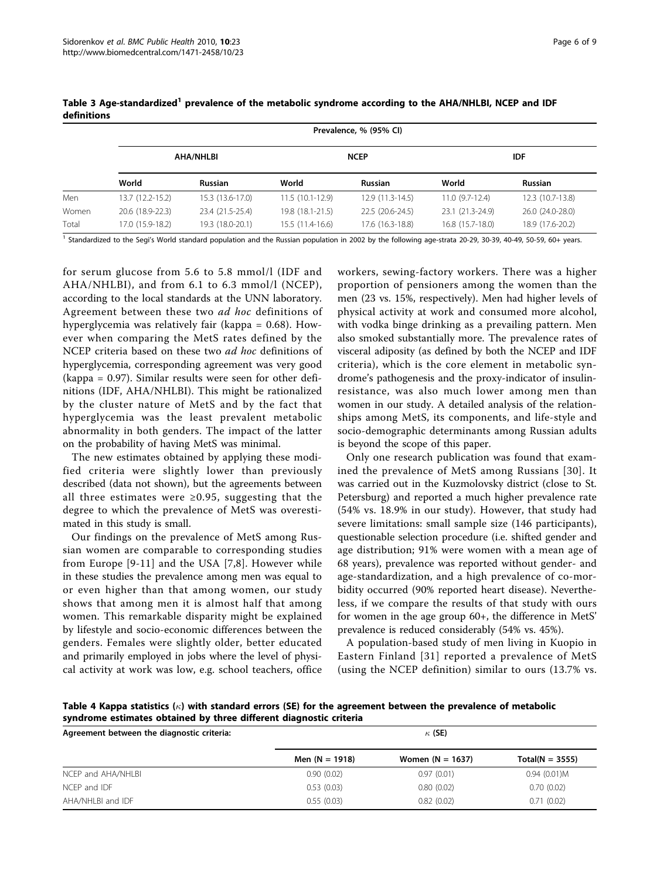**Table 3 Age-standardized[1] prevalence of the metabolic syndrome according to the AHA/NHLBI, NCEP and IDF definitions**

| | Prevalence, % (95% CI) | | | | | |
|---|---|---|---|---|---|---|
| | AHA/NHLBI | | NCEP | | IDF | |
| | World | Russian | World | Russian | World | Russian |
| Men | 13.7 (12.2-15.2) | 15.3 (13.6-17.0) | 11.5 (10.1-12.9) | 12.9 (11.3-14.5) | 11.0 (9.7-12.4) | 12.3 (10.7-13.8) |
| Women | 20.6 (18.9-22.3) | 23.4 (21.5-25.4) | 19.8 (18.1-21.5) | 22.5 (20.6-24.5) | 23.1 (21.3-24.9) | 26.0 (24.0-28.0) |
| Total | 17.0 (15.9-18.2) | 19.3 (18.0-20.1) | 15.5 (11.4-16.6) | 17.6 (16.3-18.8) | 16.8 (15.7-18.0) | 18.9 (17.6-20.2) |

[1] Standardized to the Segi's World standard population and the Russian population in 2002 by the following age-strata 20-29, 30-39, 40-49, 50-59, 60+ years.

for serum glucose from 5.6 to 5.8 mmol/l (IDF and AHA/NHLBI), and from 6.1 to 6.3 mmol/l (NCEP), according to the local standards at the UNN laboratory. Agreement between these two *ad hoc* definitions of hyperglycemia was relatively fair (kappa = 0.68). However when comparing the MetS rates defined by the NCEP criteria based on these two *ad hoc* definitions of hyperglycemia, corresponding agreement was very good (kappa = 0.97). Similar results were seen for other definitions (IDF, AHA/NHLBI). This might be rationalized by the cluster nature of MetS and by the fact that hyperglycemia was the least prevalent metabolic abnormality in both genders. The impact of the latter on the probability of having MetS was minimal.

The new estimates obtained by applying these modified criteria were slightly lower than previously described (data not shown), but the agreements between all three estimates were ≥0.95, suggesting that the degree to which the prevalence of MetS was overestimated in this study is small.

Our findings on the prevalence of MetS among Russian women are comparable to corresponding studies from Europe [9-11] and the USA [7,8]. However while in these studies the prevalence among men was equal to or even higher than that among women, our study shows that among men it is almost half that among women. This remarkable disparity might be explained by lifestyle and socio-economic differences between the genders. Females were slightly older, better educated and primarily employed in jobs where the level of physical activity at work was low, e.g. school teachers, office workers, sewing-factory workers. There was a higher proportion of pensioners among the women than the men (23 vs. 15%, respectively). Men had higher levels of physical activity at work and consumed more alcohol, with vodka binge drinking as a prevailing pattern. Men also smoked substantially more. The prevalence rates of visceral adiposity (as defined by both the NCEP and IDF criteria), which is the core element in metabolic syndrome's pathogenesis and the proxy-indicator of insulin-resistance, was also much lower among men than women in our study. A detailed analysis of the relationships among MetS, its components, and life-style and socio-demographic determinants among Russian adults is beyond the scope of this paper.

Only one research publication was found that examined the prevalence of MetS among Russians [30]. It was carried out in the Kuzmolovsky district (close to St. Petersburg) and reported a much higher prevalence rate (54% vs. 18.9% in our study). However, that study had severe limitations: small sample size (146 participants), questionable selection procedure (i.e. shifted gender and age distribution; 91% were women with a mean age of 68 years), prevalence was reported without gender- and age-standardization, and a high prevalence of co-morbidity occurred (90% reported heart disease). Nevertheless, if we compare the results of that study with ours for women in the age group 60+, the difference in MetS' prevalence is reduced considerably (54% vs. 45%).

A population-based study of men living in Kuopio in Eastern Finland [31] reported a prevalence of MetS (using the NCEP definition) similar to ours (13.7% vs.

**Table 4 Kappa statistics ($\kappa$) with standard errors (SE) for the agreement between the prevalence of metabolic syndrome estimates obtained by three different diagnostic criteria**

| Agreement between the diagnostic criteria: | $\kappa$ (SE) | | |
|---|---|---|---|
| | Men (N = 1918) | Women (N = 1637) | Total(N = 3555) |
| NCEP and AHA/NHLBI | 0.90 (0.02) | 0.97 (0.01) | 0.94 (0.01)M |
| NCEP and IDF | 0.53 (0.03) | 0.80 (0.02) | 0.70 (0.02) |
| AHA/NHLBI and IDF | 0.55 (0.03) | 0.82 (0.02) | 0.71 (0.02) |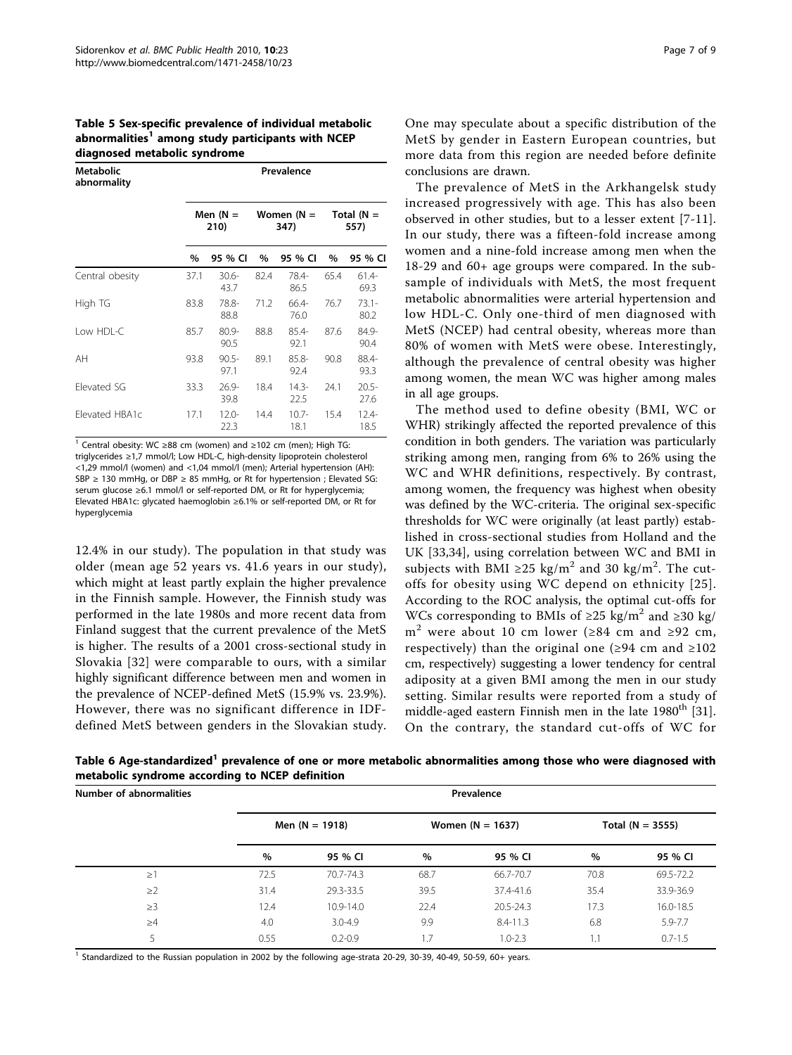**Table 5 Sex-specific prevalence of individual metabolic abnormalities[1] among study participants with NCEP diagnosed metabolic syndrome**

| Metabolic abnormality | Prevalence | | | | | |
|---|---|---|---|---|---|---|
| | Men (N = 210) | | Women (N = 347) | | Total (N = 557) | |
| | % | 95 % CI | % | 95 % CI | % | 95 % CI |
| Central obesity | 37.1 | 30.6-43.7 | 82.4 | 78.4-86.5 | 65.4 | 61.4-69.3 |
| High TG | 83.8 | 78.8-88.8 | 71.2 | 66.4-76.0 | 76.7 | 73.1-80.2 |
| Low HDL-C | 85.7 | 80.9-90.5 | 88.8 | 85.4-92.1 | 87.6 | 84.9-90.4 |
| AH | 93.8 | 90.5-97.1 | 89.1 | 85.8-92.4 | 90.8 | 88.4-93.3 |
| Elevated SG | 33.3 | 26.9-39.8 | 18.4 | 14.3-22.5 | 24.1 | 20.5-27.6 |
| Elevated HBA1c | 17.1 | 12.0-22.3 | 14.4 | 10.7-18.1 | 15.4 | 12.4-18.5 |

[1] Central obesity: WC ≥88 cm (women) and ≥102 cm (men); High TG: triglycerides ≥1,7 mmol/l; Low HDL-C, high-density lipoprotein cholesterol <1,29 mmol/l (women) and <1,04 mmol/l (men); Arterial hypertension (AH): SBP ≥ 130 mmHg, or DBP ≥ 85 mmHg, or Rt for hypertension ; Elevated SG: serum glucose ≥6.1 mmol/l or self-reported DM, or Rt for hyperglycemia; Elevated HBA1c: glycated haemoglobin ≥6.1% or self-reported DM, or Rt for hyperglycemia

12.4% in our study). The population in that study was older (mean age 52 years vs. 41.6 years in our study), which might at least partly explain the higher prevalence in the Finnish sample. However, the Finnish study was performed in the late 1980s and more recent data from Finland suggest that the current prevalence of the MetS is higher. The results of a 2001 cross-sectional study in Slovakia [32] were comparable to ours, with a similar highly significant difference between men and women in the prevalence of NCEP-defined MetS (15.9% vs. 23.9%). However, there was no significant difference in IDF-defined MetS between genders in the Slovakian study. One may speculate about a specific distribution of the MetS by gender in Eastern European countries, but more data from this region are needed before definite conclusions are drawn.

The prevalence of MetS in the Arkhangelsk study increased progressively with age. This has also been observed in other studies, but to a lesser extent [7-11]. In our study, there was a fifteen-fold increase among women and a nine-fold increase among men when the 18-29 and 60+ age groups were compared. In the subsample of individuals with MetS, the most frequent metabolic abnormalities were arterial hypertension and low HDL-C. Only one-third of men diagnosed with MetS (NCEP) had central obesity, whereas more than 80% of women with MetS were obese. Interestingly, although the prevalence of central obesity was higher among women, the mean WC was higher among males in all age groups.

The method used to define obesity (BMI, WC or WHR) strikingly affected the reported prevalence of this condition in both genders. The variation was particularly striking among men, ranging from 6% to 26% using the WC and WHR definitions, respectively. By contrast, among women, the frequency was highest when obesity was defined by the WC-criteria. The original sex-specific thresholds for WC were originally (at least partly) established in cross-sectional studies from Holland and the UK [33,34], using correlation between WC and BMI in subjects with BMI ≥25 kg/m$^2$ and 30 kg/m$^2$. The cut-offs for obesity using WC depend on ethnicity [25]. According to the ROC analysis, the optimal cut-offs for WCs corresponding to BMIs of ≥25 kg/m$^2$ and ≥30 kg/m$^2$ were about 10 cm lower (≥84 cm and ≥92 cm, respectively) than the original one (≥94 cm and ≥102 cm, respectively) suggesting a lower tendency for central adiposity at a given BMI among the men in our study setting. Similar results were reported from a study of middle-aged eastern Finnish men in the late 1980$^{th}$ [31]. On the contrary, the standard cut-offs of WC for

**Table 6 Age-standardized[1] prevalence of one or more metabolic abnormalities among those who were diagnosed with metabolic syndrome according to NCEP definition**

| Number of abnormalities | Prevalence | | | | | |
|---|---|---|---|---|---|---|
| | Men (N = 1918) | | Women (N = 1637) | | Total (N = 3555) | |
| | % | 95 % CI | % | 95 % CI | % | 95 % CI |
| ≥1 | 72.5 | 70.7-74.3 | 68.7 | 66.7-70.7 | 70.8 | 69.5-72.2 |
| ≥2 | 31.4 | 29.3-33.5 | 39.5 | 37.4-41.6 | 35.4 | 33.9-36.9 |
| ≥3 | 12.4 | 10.9-14.0 | 22.4 | 20.5-24.3 | 17.3 | 16.0-18.5 |
| ≥4 | 4.0 | 3.0-4.9 | 9.9 | 8.4-11.3 | 6.8 | 5.9-7.7 |
| 5 | 0.55 | 0.2-0.9 | 1.7 | 1.0-2.3 | 1.1 | 0.7-1.5 |

[1] Standardized to the Russian population in 2002 by the following age-strata 20-29, 30-39, 40-49, 50-59, 60+ years.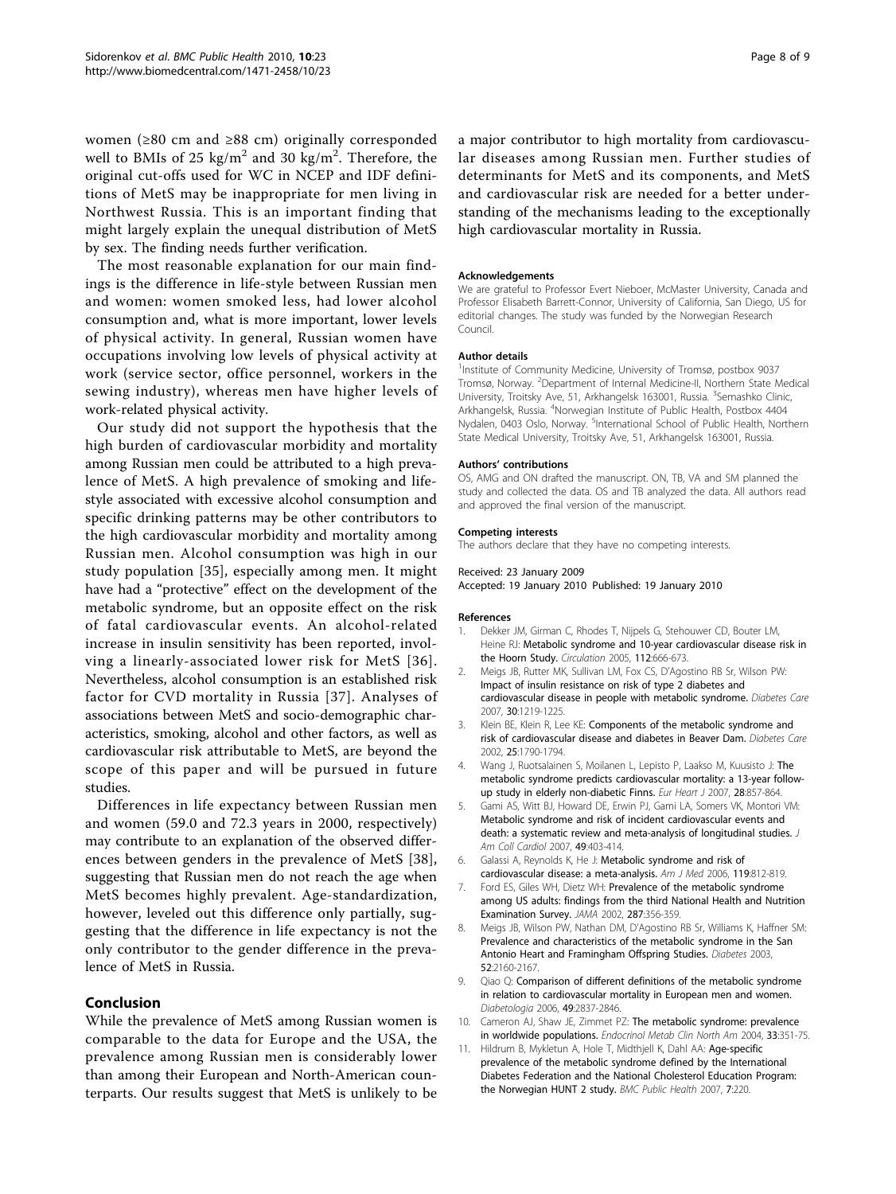women (≥80 cm and ≥88 cm) originally corresponded well to BMIs of 25 $kg/m^2$ and 30 $kg/m^2$. Therefore, the original cut-offs used for WC in NCEP and IDF definitions of MetS may be inappropriate for men living in Northwest Russia. This is an important finding that might largely explain the unequal distribution of MetS by sex. The finding needs further verification.

The most reasonable explanation for our main findings is the difference in life-style between Russian men and women: women smoked less, had lower alcohol consumption and, what is more important, lower levels of physical activity. In general, Russian women have occupations involving low levels of physical activity at work (service sector, office personnel, workers in the sewing industry), whereas men have higher levels of work-related physical activity.

Our study did not support the hypothesis that the high burden of cardiovascular morbidity and mortality among Russian men could be attributed to a high prevalence of MetS. A high prevalence of smoking and lifestyle associated with excessive alcohol consumption and specific drinking patterns may be other contributors to the high cardiovascular morbidity and mortality among Russian men. Alcohol consumption was high in our study population [35], especially among men. It might have had a "protective" effect on the development of the metabolic syndrome, but an opposite effect on the risk of fatal cardiovascular events. An alcohol-related increase in insulin sensitivity has been reported, involving a linearly-associated lower risk for MetS [36]. Nevertheless, alcohol consumption is an established risk factor for CVD mortality in Russia [37]. Analyses of associations between MetS and socio-demographic characteristics, smoking, alcohol and other factors, as well as cardiovascular risk attributable to MetS, are beyond the scope of this paper and will be pursued in future studies.

Differences in life expectancy between Russian men and women (59.0 and 72.3 years in 2000, respectively) may contribute to an explanation of the observed differences between genders in the prevalence of MetS [38], suggesting that Russian men do not reach the age when MetS becomes highly prevalent. Age-standardization, however, leveled out this difference only partially, suggesting that the difference in life expectancy is not the only contributor to the gender difference in the prevalence of MetS in Russia.

## Conclusion

While the prevalence of MetS among Russian women is comparable to the data for Europe and the USA, the prevalence among Russian men is considerably lower than among their European and North-American counterparts. Our results suggest that MetS is unlikely to be a major contributor to high mortality from cardiovascular diseases among Russian men. Further studies of determinants for MetS and its components, and MetS and cardiovascular risk are needed for a better understanding of the mechanisms leading to the exceptionally high cardiovascular mortality in Russia.

#### Acknowledgements

We are grateful to Professor Evert Nieboer, McMaster University, Canada and Professor Elisabeth Barrett-Connor, University of California, San Diego, US for editorial changes. The study was funded by the Norwegian Research Council.

#### Author details

[1]Institute of Community Medicine, University of Tromsø, postbox 9037 Tromsø, Norway. [2]Department of Internal Medicine-II, Northern State Medical University, Troitsky Ave, 51, Arkhangelsk 163001, Russia. [3]Semashko Clinic, Arkhangelsk, Russia. [4]Norwegian Institute of Public Health, Postbox 4404 Nydalen, 0403 Oslo, Norway. [5]International School of Public Health, Northern State Medical University, Troitsky Ave, 51, Arkhangelsk 163001, Russia.

#### Authors' contributions

OS, AMG and ON drafted the manuscript. ON, TB, VA and SM planned the study and collected the data. OS and TB analyzed the data. All authors read and approved the final version of the manuscript.

#### Competing interests

The authors declare that they have no competing interests.

Received: 23 January 2009
Accepted: 19 January 2010 Published: 19 January 2010

#### References

1. Dekker JM, Girman C, Rhodes T, Nijpels G, Stehouwer CD, Bouter LM, Heine RJ: **Metabolic syndrome and 10-year cardiovascular disease risk in the Hoorn Study.** *Circulation* 2005, **112**:666-673.
2. Meigs JB, Rutter MK, Sullivan LM, Fox CS, D'Agostino RB Sr, Wilson PW: **Impact of insulin resistance on risk of type 2 diabetes and cardiovascular disease in people with metabolic syndrome.** *Diabetes Care* 2007, **30**:1219-1225.
3. Klein BE, Klein R, Lee KE: **Components of the metabolic syndrome and risk of cardiovascular disease and diabetes in Beaver Dam.** *Diabetes Care* 2002, **25**:1790-1794.
4. Wang J, Ruotsalainen S, Moilanen L, Lepisto P, Laakso M, Kuusisto J: **The metabolic syndrome predicts cardiovascular mortality: a 13-year follow-up study in elderly non-diabetic Finns.** *Eur Heart J* 2007, **28**:857-864.
5. Gami AS, Witt BJ, Howard DE, Erwin PJ, Gami LA, Somers VK, Montori VM: **Metabolic syndrome and risk of incident cardiovascular events and death: a systematic review and meta-analysis of longitudinal studies.** *J Am Coll Cardiol* 2007, **49**:403-414.
6. Galassi A, Reynolds K, He J: **Metabolic syndrome and risk of cardiovascular disease: a meta-analysis.** *Am J Med* 2006, **119**:812-819.
7. Ford ES, Giles WH, Dietz WH: **Prevalence of the metabolic syndrome among US adults: findings from the third National Health and Nutrition Examination Survey.** *JAMA* 2002, **287**:356-359.
8. Meigs JB, Wilson PW, Nathan DM, D'Agostino RB Sr, Williams K, Haffner SM: **Prevalence and characteristics of the metabolic syndrome in the San Antonio Heart and Framingham Offspring Studies.** *Diabetes* 2003, **52**:2160-2167.
9. Qiao Q: **Comparison of different definitions of the metabolic syndrome in relation to cardiovascular mortality in European men and women.** *Diabetologia* 2006, **49**:2837-2846.
10. Cameron AJ, Shaw JE, Zimmet PZ: **The metabolic syndrome: prevalence in worldwide populations.** *Endocrinol Metab Clin North Am* 2004, **33**:351-75.
11. Hildrum B, Mykletun A, Hole T, Midthjell K, Dahl AA: **Age-specific prevalence of the metabolic syndrome defined by the International Diabetes Federation and the National Cholesterol Education Program: the Norwegian HUNT 2 study.** *BMC Public Health* 2007, **7**:220.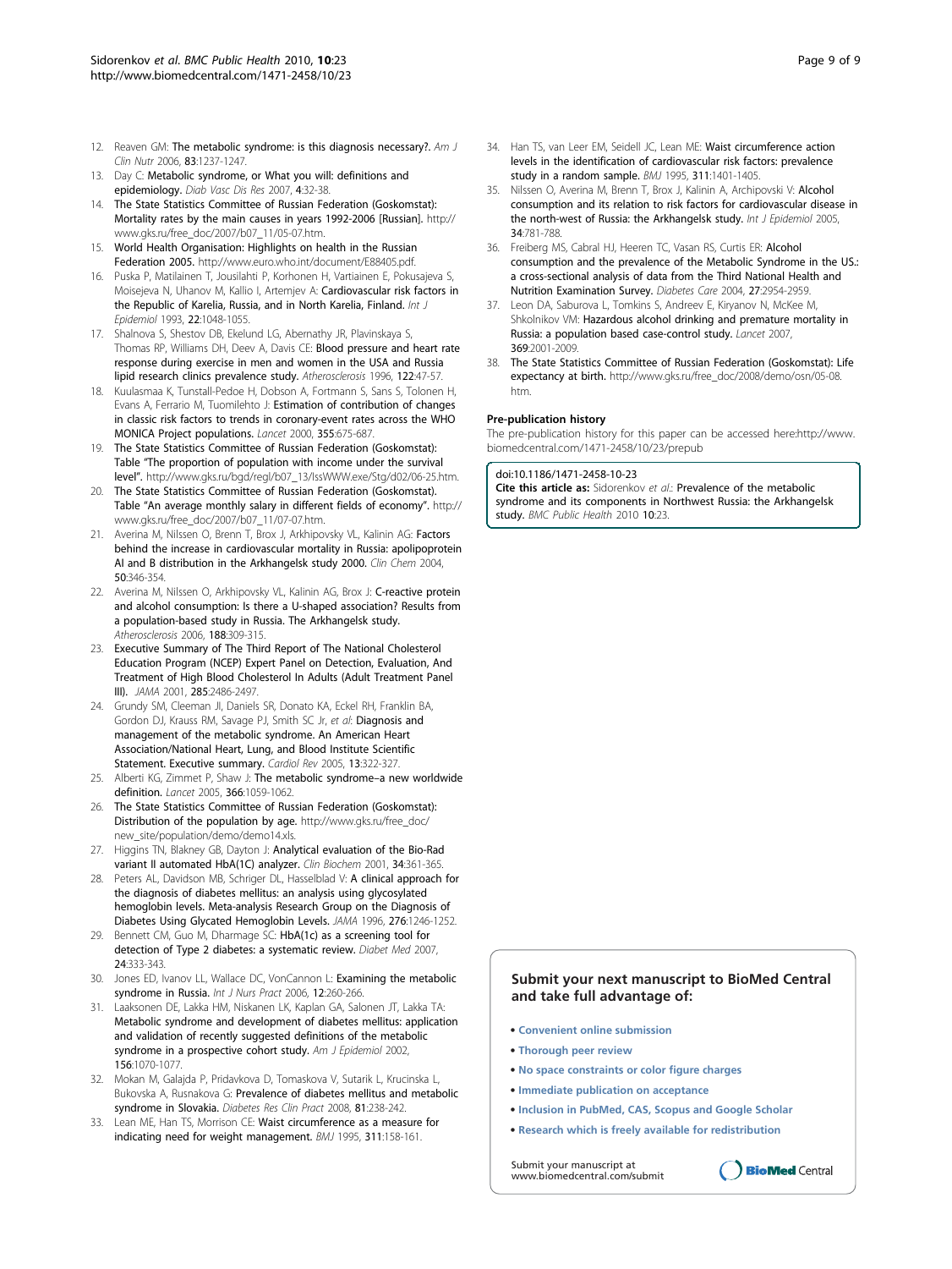12. Reaven GM: **The metabolic syndrome: is this diagnosis necessary?.** *Am J Clin Nutr* 2006, **83**:1237-1247.
13. Day C: **Metabolic syndrome, or What you will: definitions and epidemiology.** *Diab Vasc Dis Res* 2007, **4**:32-38.
14. The State Statistics Committee of Russian Federation (Goskomstat): **Mortality rates by the main causes in years 1992-2006 [Russian].** http://www.gks.ru/free_doc/2007/b07_11/05-07.htm.
15. World Health Organisation: **Highlights on health in the Russian Federation 2005.** http://www.euro.who.int/document/E88405.pdf.
16. Puska P, Matilainen T, Jousilahti P, Korhonen H, Vartiainen E, Pokusajeva S, Moisejeva N, Uhanov M, Kallio I, Artemjev A: **Cardiovascular risk factors in the Republic of Karelia, Russia, and in North Karelia, Finland.** *Int J Epidemiol* 1993, **22**:1048-1055.
17. Shalnova S, Shestov DB, Ekelund LG, Abernathy JR, Plavinskaya S, Thomas RP, Williams DH, Deev A, Davis CE: **Blood pressure and heart rate response during exercise in men and women in the USA and Russia lipid research clinics prevalence study.** *Atherosclerosis* 1996, **122**:47-57.
18. Kuulasmaa K, Tunstall-Pedoe H, Dobson A, Fortmann S, Sans S, Tolonen H, Evans A, Ferrario M, Tuomilehto J: **Estimation of contribution of changes in classic risk factors to trends in coronary-event rates across the WHO MONICA Project populations.** *Lancet* 2000, **355**:675-687.
19. The State Statistics Committee of Russian Federation (Goskomstat): **Table "The proportion of population with income under the survival level".** http://www.gks.ru/bgd/regl/b07_13/IssWWW.exe/Stg/d02/06-25.htm.
20. The State Statistics Committee of Russian Federation (Goskomstat). **Table "An average monthly salary in different fields of economy".** http://www.gks.ru/free_doc/2007/b07_11/07-07.htm.
21. Averina M, Nilssen O, Brenn T, Brox J, Arkhipovsky VL, Kalinin AG: **Factors behind the increase in cardiovascular mortality in Russia: apolipoprotein AI and B distribution in the Arkhangelsk study 2000.** *Clin Chem* 2004, **50**:346-354.
22. Averina M, Nilssen O, Arkhipovsky VL, Kalinin AG, Brox J: **C-reactive protein and alcohol consumption: Is there a U-shaped association? Results from a population-based study in Russia. The Arkhangelsk study.** *Atherosclerosis* 2006, **188**:309-315.
23. **Executive Summary of The Third Report of The National Cholesterol Education Program (NCEP) Expert Panel on Detection, Evaluation, And Treatment of High Blood Cholesterol In Adults (Adult Treatment Panel III).** *JAMA* 2001, **285**:2486-2497.
24. Grundy SM, Cleeman JI, Daniels SR, Donato KA, Eckel RH, Franklin BA, Gordon DJ, Krauss RM, Savage PJ, Smith SC Jr, *et al*: **Diagnosis and management of the metabolic syndrome. An American Heart Association/National Heart, Lung, and Blood Institute Scientific Statement. Executive summary.** *Cardiol Rev* 2005, **13**:322-327.
25. Alberti KG, Zimmet P, Shaw J: **The metabolic syndrome–a new worldwide definition.** *Lancet* 2005, **366**:1059-1062.
26. The State Statistics Committee of Russian Federation (Goskomstat): **Distribution of the population by age.** http://www.gks.ru/free_doc/new_site/population/demo/demo14.xls.
27. Higgins TN, Blakney GB, Dayton J: **Analytical evaluation of the Bio-Rad variant II automated HbA(1C) analyzer.** *Clin Biochem* 2001, **34**:361-365.
28. Peters AL, Davidson MB, Schriger DL, Hasselblad V: **A clinical approach for the diagnosis of diabetes mellitus: an analysis using glycosylated hemoglobin levels. Meta-analysis Research Group on the Diagnosis of Diabetes Using Glycated Hemoglobin Levels.** *JAMA* 1996, **276**:1246-1252.
29. Bennett CM, Guo M, Dharmage SC: **HbA(1c) as a screening tool for detection of Type 2 diabetes: a systematic review.** *Diabet Med* 2007, **24**:333-343.
30. Jones ED, Ivanov LL, Wallace DC, VonCannon L: **Examining the metabolic syndrome in Russia.** *Int J Nurs Pract* 2006, **12**:260-266.
31. Laaksonen DE, Lakka HM, Niskanen LK, Kaplan GA, Salonen JT, Lakka TA: **Metabolic syndrome and development of diabetes mellitus: application and validation of recently suggested definitions of the metabolic syndrome in a prospective cohort study.** *Am J Epidemiol* 2002, **156**:1070-1077.
32. Mokan M, Galajda P, Pridavkova D, Tomaskova V, Sutarik L, Krucinska L, Bukovska A, Rusnakova G: **Prevalence of diabetes mellitus and metabolic syndrome in Slovakia.** *Diabetes Res Clin Pract* 2008, **81**:238-242.
33. Lean ME, Han TS, Morrison CE: **Waist circumference as a measure for indicating need for weight management.** *BMJ* 1995, **311**:158-161.
34. Han TS, van Leer EM, Seidell JC, Lean ME: **Waist circumference action levels in the identification of cardiovascular risk factors: prevalence study in a random sample.** *BMJ* 1995, **311**:1401-1405.
35. Nilssen O, Averina M, Brenn T, Brox J, Kalinin A, Archipovski V: **Alcohol consumption and its relation to risk factors for cardiovascular disease in the north-west of Russia: the Arkhangelsk study.** *Int J Epidemiol* 2005, **34**:781-788.
36. Freiberg MS, Cabral HJ, Heeren TC, Vasan RS, Curtis ER: **Alcohol consumption and the prevalence of the Metabolic Syndrome in the US.: a cross-sectional analysis of data from the Third National Health and Nutrition Examination Survey.** *Diabetes Care* 2004, **27**:2954-2959.
37. Leon DA, Saburova L, Tomkins S, Andreev E, Kiryanov N, McKee M, Shkolnikov VM: **Hazardous alcohol drinking and premature mortality in Russia: a population based case-control study.** *Lancet* 2007, **369**:2001-2009.
38. The State Statistics Committee of Russian Federation (Goskomstat): **Life expectancy at birth.** http://www.gks.ru/free_doc/2008/demo/osn/05-08.htm.

### Pre-publication history

The pre-publication history for this paper can be accessed here:http://www.biomedcentral.com/1471-2458/10/23/prepub

doi:10.1186/1471-2458-10-23

**Cite this article as:** Sidorenkov *et al.*: Prevalence of the metabolic syndrome and its components in Northwest Russia: the Arkhangelsk study. *BMC Public Health* 2010 **10**:23.

**Submit your next manuscript to BioMed Central and take full advantage of:**

- Convenient online submission
- Thorough peer review
- No space constraints or color figure charges
- Immediate publication on acceptance
- Inclusion in PubMed, CAS, Scopus and Google Scholar
- Research which is freely available for redistribution

Submit your manuscript at www.biomedcentral.com/submit

BioMed Central